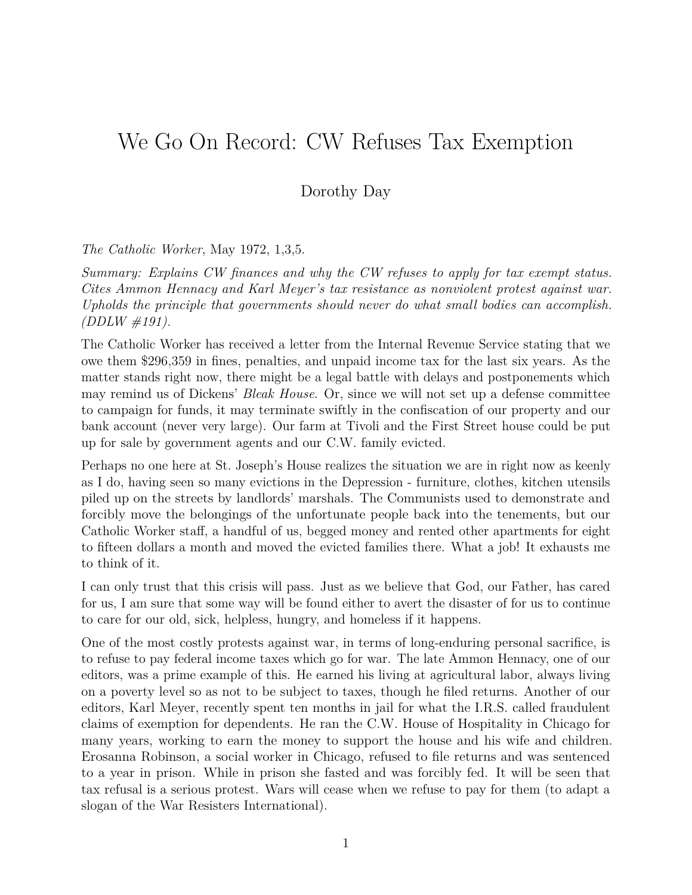# We Go On Record: CW Refuses Tax Exemption

Dorothy Day

*The Catholic Worker*, May 1972, 1,3,5.

*Summary: Explains CW finances and why the CW refuses to apply for tax exempt status. Cites Ammon Hennacy and Karl Meyer's tax resistance as nonviolent protest against war. Upholds the principle that governments should never do what small bodies can accomplish. (DDLW #191).*

The Catholic Worker has received a letter from the Internal Revenue Service stating that we owe them $296,359 in fines, penalties, and unpaid income tax for the last six years. As the matter stands right now, there might be a legal battle with delays and postponements which may remind us of Dickens' *Bleak House*. Or, since we will not set up a defense committee to campaign for funds, it may terminate swiftly in the confiscation of our property and our bank account (never very large). Our farm at Tivoli and the First Street house could be put up for sale by government agents and our C.W. family evicted.

Perhaps no one here at St. Joseph's House realizes the situation we are in right now as keenly as I do, having seen so many evictions in the Depression - furniture, clothes, kitchen utensils piled up on the streets by landlords' marshals. The Communists used to demonstrate and forcibly move the belongings of the unfortunate people back into the tenements, but our Catholic Worker staff, a handful of us, begged money and rented other apartments for eight to fifteen dollars a month and moved the evicted families there. What a job! It exhausts me to think of it.

I can only trust that this crisis will pass. Just as we believe that God, our Father, has cared for us, I am sure that some way will be found either to avert the disaster of for us to continue to care for our old, sick, helpless, hungry, and homeless if it happens.

One of the most costly protests against war, in terms of long-enduring personal sacrifice, is to refuse to pay federal income taxes which go for war. The late Ammon Hennacy, one of our editors, was a prime example of this. He earned his living at agricultural labor, always living on a poverty level so as not to be subject to taxes, though he filed returns. Another of our editors, Karl Meyer, recently spent ten months in jail for what the I.R.S. called fraudulent claims of exemption for dependents. He ran the C.W. House of Hospitality in Chicago for many years, working to earn the money to support the house and his wife and children. Erosanna Robinson, a social worker in Chicago, refused to file returns and was sentenced to a year in prison. While in prison she fasted and was forcibly fed. It will be seen that tax refusal is a serious protest. Wars will cease when we refuse to pay for them (to adapt a slogan of the War Resisters International).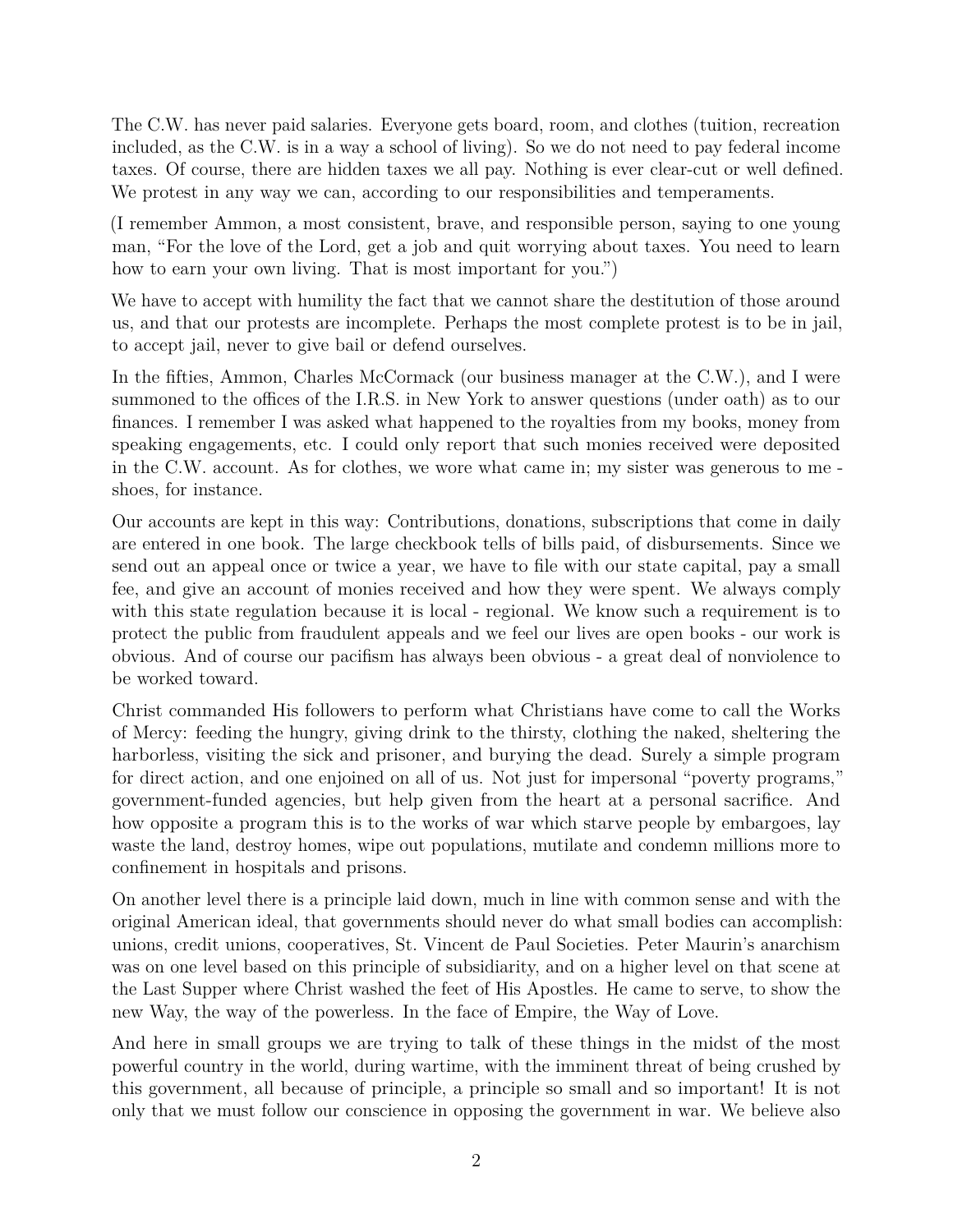The C.W. has never paid salaries. Everyone gets board, room, and clothes (tuition, recreation included, as the C.W. is in a way a school of living). So we do not need to pay federal income taxes. Of course, there are hidden taxes we all pay. Nothing is ever clear-cut or well defined. We protest in any way we can, according to our responsibilities and temperaments.

(I remember Ammon, a most consistent, brave, and responsible person, saying to one young man, "For the love of the Lord, get a job and quit worrying about taxes. You need to learn how to earn your own living. That is most important for you.")

We have to accept with humility the fact that we cannot share the destitution of those around us, and that our protests are incomplete. Perhaps the most complete protest is to be in jail, to accept jail, never to give bail or defend ourselves.

In the fifties, Ammon, Charles McCormack (our business manager at the C.W.), and I were summoned to the offices of the I.R.S. in New York to answer questions (under oath) as to our finances. I remember I was asked what happened to the royalties from my books, money from speaking engagements, etc. I could only report that such monies received were deposited in the C.W. account. As for clothes, we wore what came in; my sister was generous to me - shoes, for instance.

Our accounts are kept in this way: Contributions, donations, subscriptions that come in daily are entered in one book. The large checkbook tells of bills paid, of disbursements. Since we send out an appeal once or twice a year, we have to file with our state capital, pay a small fee, and give an account of monies received and how they were spent. We always comply with this state regulation because it is local - regional. We know such a requirement is to protect the public from fraudulent appeals and we feel our lives are open books - our work is obvious. And of course our pacifism has always been obvious - a great deal of nonviolence to be worked toward.

Christ commanded His followers to perform what Christians have come to call the Works of Mercy: feeding the hungry, giving drink to the thirsty, clothing the naked, sheltering the harborless, visiting the sick and prisoner, and burying the dead. Surely a simple program for direct action, and one enjoined on all of us. Not just for impersonal "poverty programs," government-funded agencies, but help given from the heart at a personal sacrifice. And how opposite a program this is to the works of war which starve people by embargoes, lay waste the land, destroy homes, wipe out populations, mutilate and condemn millions more to confinement in hospitals and prisons.

On another level there is a principle laid down, much in line with common sense and with the original American ideal, that governments should never do what small bodies can accomplish: unions, credit unions, cooperatives, St. Vincent de Paul Societies. Peter Maurin's anarchism was on one level based on this principle of subsidiarity, and on a higher level on that scene at the Last Supper where Christ washed the feet of His Apostles. He came to serve, to show the new Way, the way of the powerless. In the face of Empire, the Way of Love.

And here in small groups we are trying to talk of these things in the midst of the most powerful country in the world, during wartime, with the imminent threat of being crushed by this government, all because of principle, a principle so small and so important! It is not only that we must follow our conscience in opposing the government in war. We believe also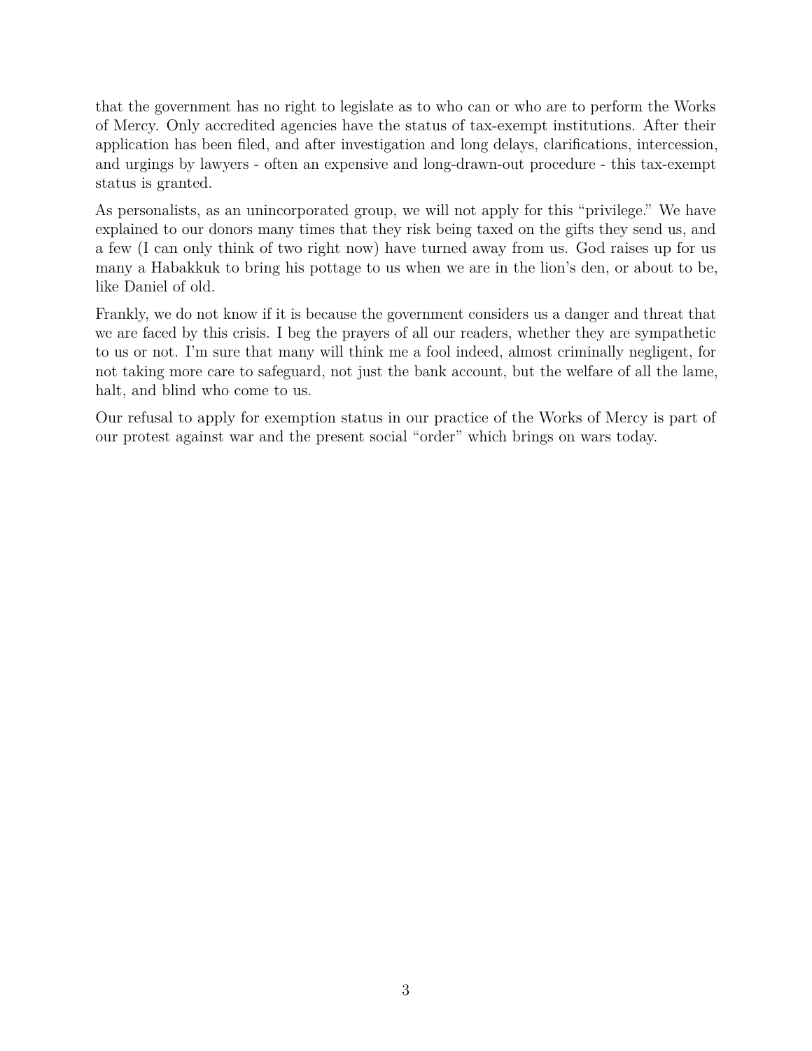that the government has no right to legislate as to who can or who are to perform the Works of Mercy. Only accredited agencies have the status of tax-exempt institutions. After their application has been filed, and after investigation and long delays, clarifications, intercession, and urgings by lawyers - often an expensive and long-drawn-out procedure - this tax-exempt status is granted.

As personalists, as an unincorporated group, we will not apply for this "privilege." We have explained to our donors many times that they risk being taxed on the gifts they send us, and a few (I can only think of two right now) have turned away from us. God raises up for us many a Habakkuk to bring his pottage to us when we are in the lion's den, or about to be, like Daniel of old.

Frankly, we do not know if it is because the government considers us a danger and threat that we are faced by this crisis. I beg the prayers of all our readers, whether they are sympathetic to us or not. I'm sure that many will think me a fool indeed, almost criminally negligent, for not taking more care to safeguard, not just the bank account, but the welfare of all the lame, halt, and blind who come to us.

Our refusal to apply for exemption status in our practice of the Works of Mercy is part of our protest against war and the present social "order" which brings on wars today.